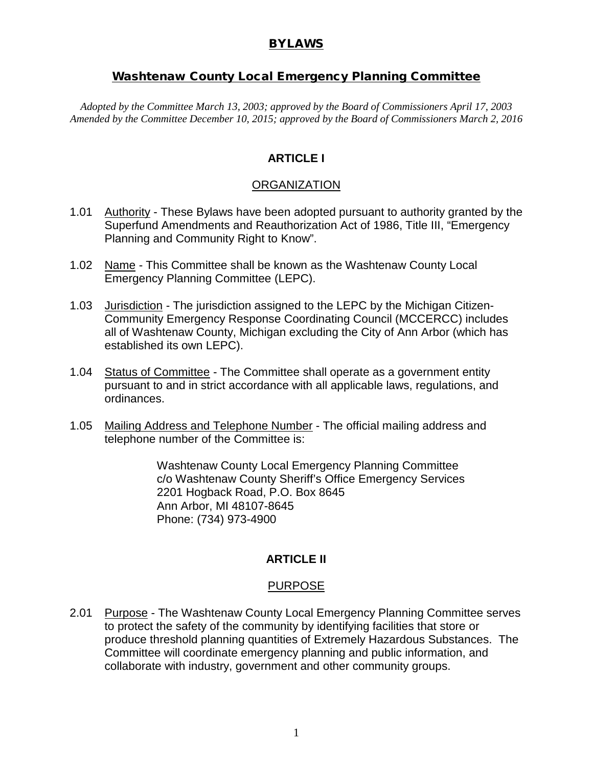# BYLAWS

## Washtenaw County Local Emergency Planning Committee

*Adopted by the Committee March 13, 2003; approved by the Board of Commissioners April 17, 2003*
*Amended by the Committee December 10, 2015; approved by the Board of Commissioners March 2, 2016*

### ARTICLE I

#### ORGANIZATION

1.01 Authority - These Bylaws have been adopted pursuant to authority granted by the Superfund Amendments and Reauthorization Act of 1986, Title III, "Emergency Planning and Community Right to Know".

1.02 Name - This Committee shall be known as the Washtenaw County Local Emergency Planning Committee (LEPC).

1.03 Jurisdiction - The jurisdiction assigned to the LEPC by the Michigan Citizen-Community Emergency Response Coordinating Council (MCCERCC) includes all of Washtenaw County, Michigan excluding the City of Ann Arbor (which has established its own LEPC).

1.04 Status of Committee - The Committee shall operate as a government entity pursuant to and in strict accordance with all applicable laws, regulations, and ordinances.

1.05 Mailing Address and Telephone Number - The official mailing address and telephone number of the Committee is:

> Washtenaw County Local Emergency Planning Committee
> c/o Washtenaw County Sheriff's Office Emergency Services
> 2201 Hogback Road, P.O. Box 8645
> Ann Arbor, MI 48107-8645
> Phone: (734) 973-4900

### ARTICLE II

#### PURPOSE

2.01 Purpose - The Washtenaw County Local Emergency Planning Committee serves to protect the safety of the community by identifying facilities that store or produce threshold planning quantities of Extremely Hazardous Substances. The Committee will coordinate emergency planning and public information, and collaborate with industry, government and other community groups.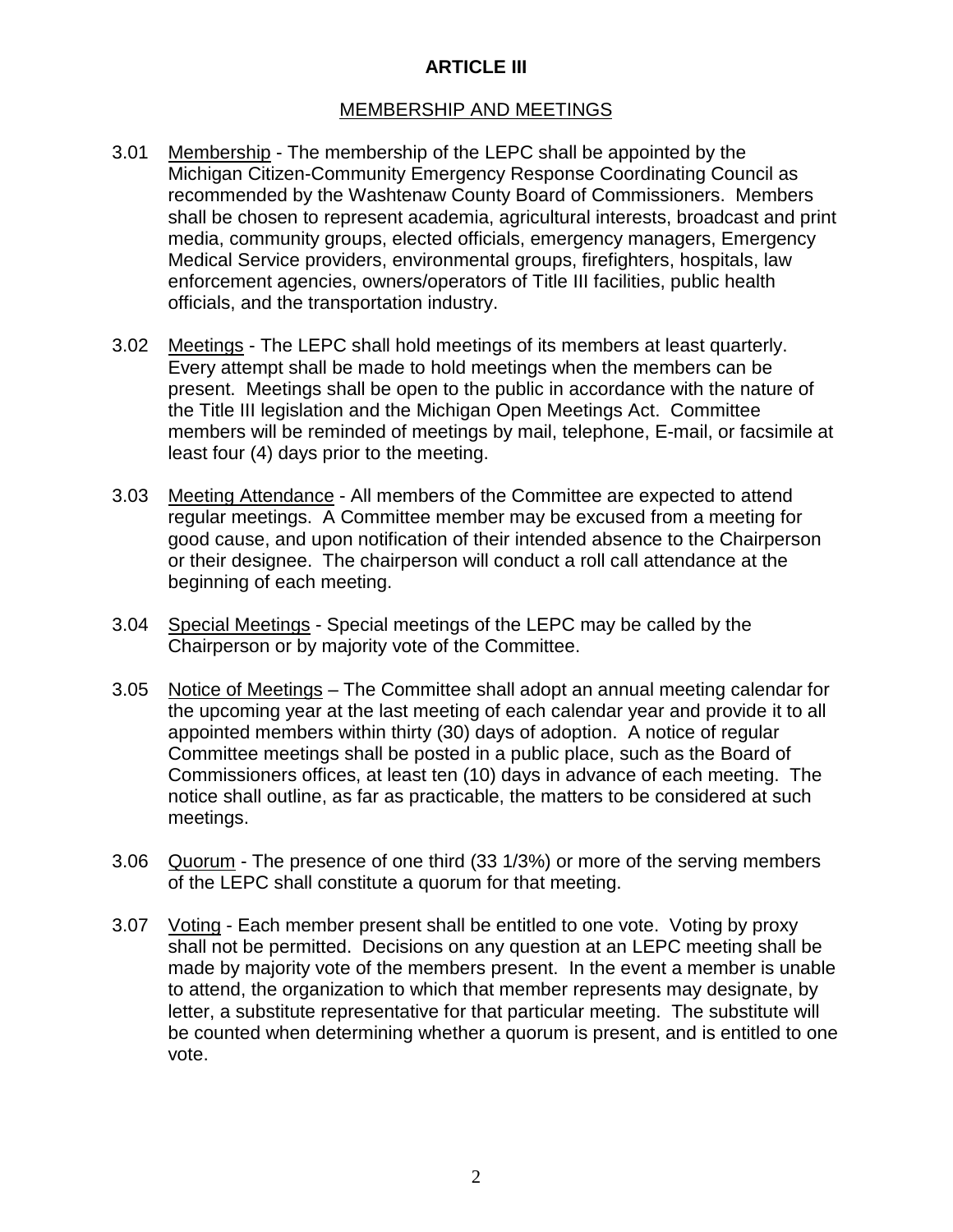## ARTICLE III

### MEMBERSHIP AND MEETINGS

3.01 Membership - The membership of the LEPC shall be appointed by the Michigan Citizen-Community Emergency Response Coordinating Council as recommended by the Washtenaw County Board of Commissioners. Members shall be chosen to represent academia, agricultural interests, broadcast and print media, community groups, elected officials, emergency managers, Emergency Medical Service providers, environmental groups, firefighters, hospitals, law enforcement agencies, owners/operators of Title III facilities, public health officials, and the transportation industry.

3.02 Meetings - The LEPC shall hold meetings of its members at least quarterly. Every attempt shall be made to hold meetings when the members can be present. Meetings shall be open to the public in accordance with the nature of the Title III legislation and the Michigan Open Meetings Act. Committee members will be reminded of meetings by mail, telephone, E-mail, or facsimile at least four (4) days prior to the meeting.

3.03 Meeting Attendance - All members of the Committee are expected to attend regular meetings. A Committee member may be excused from a meeting for good cause, and upon notification of their intended absence to the Chairperson or their designee. The chairperson will conduct a roll call attendance at the beginning of each meeting.

3.04 Special Meetings - Special meetings of the LEPC may be called by the Chairperson or by majority vote of the Committee.

3.05 Notice of Meetings – The Committee shall adopt an annual meeting calendar for the upcoming year at the last meeting of each calendar year and provide it to all appointed members within thirty (30) days of adoption. A notice of regular Committee meetings shall be posted in a public place, such as the Board of Commissioners offices, at least ten (10) days in advance of each meeting. The notice shall outline, as far as practicable, the matters to be considered at such meetings.

3.06 Quorum - The presence of one third (33 1/3%) or more of the serving members of the LEPC shall constitute a quorum for that meeting.

3.07 Voting - Each member present shall be entitled to one vote. Voting by proxy shall not be permitted. Decisions on any question at an LEPC meeting shall be made by majority vote of the members present. In the event a member is unable to attend, the organization to which that member represents may designate, by letter, a substitute representative for that particular meeting. The substitute will be counted when determining whether a quorum is present, and is entitled to one vote.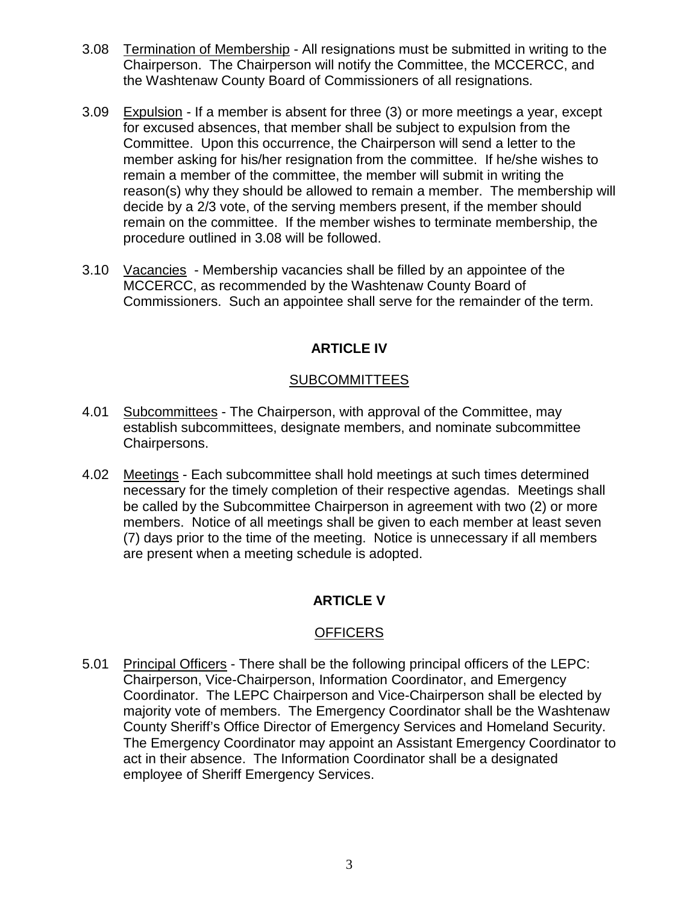3.08 Termination of Membership - All resignations must be submitted in writing to the Chairperson. The Chairperson will notify the Committee, the MCCERCC, and the Washtenaw County Board of Commissioners of all resignations.

3.09 Expulsion - If a member is absent for three (3) or more meetings a year, except for excused absences, that member shall be subject to expulsion from the Committee. Upon this occurrence, the Chairperson will send a letter to the member asking for his/her resignation from the committee. If he/she wishes to remain a member of the committee, the member will submit in writing the reason(s) why they should be allowed to remain a member. The membership will decide by a 2/3 vote, of the serving members present, if the member should remain on the committee. If the member wishes to terminate membership, the procedure outlined in 3.08 will be followed.

3.10 Vacancies - Membership vacancies shall be filled by an appointee of the MCCERCC, as recommended by the Washtenaw County Board of Commissioners. Such an appointee shall serve for the remainder of the term.

## ARTICLE IV

### SUBCOMMITTEES

4.01 Subcommittees - The Chairperson, with approval of the Committee, may establish subcommittees, designate members, and nominate subcommittee Chairpersons.

4.02 Meetings - Each subcommittee shall hold meetings at such times determined necessary for the timely completion of their respective agendas. Meetings shall be called by the Subcommittee Chairperson in agreement with two (2) or more members. Notice of all meetings shall be given to each member at least seven (7) days prior to the time of the meeting. Notice is unnecessary if all members are present when a meeting schedule is adopted.

## ARTICLE V

### OFFICERS

5.01 Principal Officers - There shall be the following principal officers of the LEPC: Chairperson, Vice-Chairperson, Information Coordinator, and Emergency Coordinator. The LEPC Chairperson and Vice-Chairperson shall be elected by majority vote of members. The Emergency Coordinator shall be the Washtenaw County Sheriff's Office Director of Emergency Services and Homeland Security. The Emergency Coordinator may appoint an Assistant Emergency Coordinator to act in their absence. The Information Coordinator shall be a designated employee of Sheriff Emergency Services.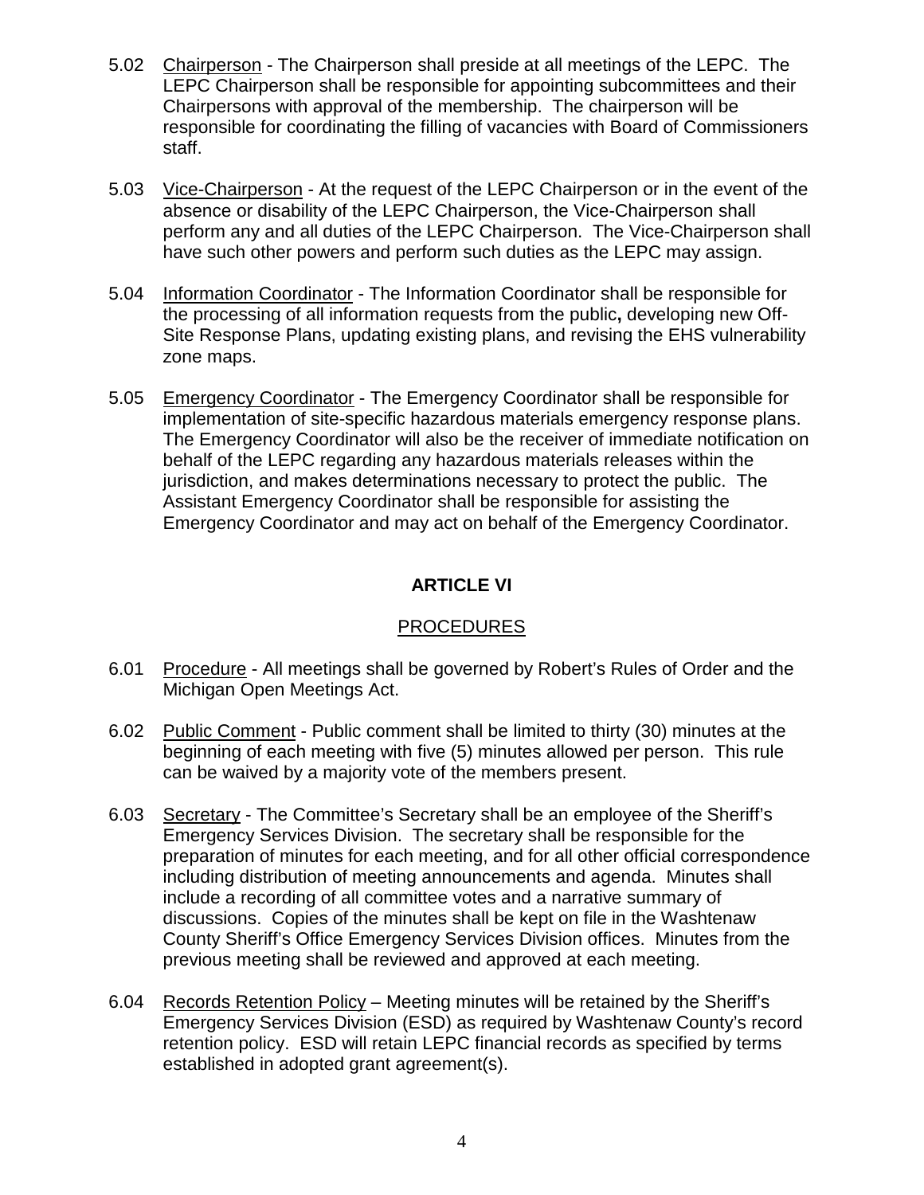5.02 Chairperson - The Chairperson shall preside at all meetings of the LEPC. The LEPC Chairperson shall be responsible for appointing subcommittees and their Chairpersons with approval of the membership. The chairperson will be responsible for coordinating the filling of vacancies with Board of Commissioners staff.

5.03 Vice-Chairperson - At the request of the LEPC Chairperson or in the event of the absence or disability of the LEPC Chairperson, the Vice-Chairperson shall perform any and all duties of the LEPC Chairperson. The Vice-Chairperson shall have such other powers and perform such duties as the LEPC may assign.

5.04 Information Coordinator - The Information Coordinator shall be responsible for the processing of all information requests from the public**,** developing new Off-Site Response Plans, updating existing plans, and revising the EHS vulnerability zone maps.

5.05 Emergency Coordinator - The Emergency Coordinator shall be responsible for implementation of site-specific hazardous materials emergency response plans. The Emergency Coordinator will also be the receiver of immediate notification on behalf of the LEPC regarding any hazardous materials releases within the jurisdiction, and makes determinations necessary to protect the public. The Assistant Emergency Coordinator shall be responsible for assisting the Emergency Coordinator and may act on behalf of the Emergency Coordinator.

## ARTICLE VI

### PROCEDURES

6.01 Procedure - All meetings shall be governed by Robert's Rules of Order and the Michigan Open Meetings Act.

6.02 Public Comment - Public comment shall be limited to thirty (30) minutes at the beginning of each meeting with five (5) minutes allowed per person. This rule can be waived by a majority vote of the members present.

6.03 Secretary - The Committee's Secretary shall be an employee of the Sheriff's Emergency Services Division. The secretary shall be responsible for the preparation of minutes for each meeting, and for all other official correspondence including distribution of meeting announcements and agenda. Minutes shall include a recording of all committee votes and a narrative summary of discussions. Copies of the minutes shall be kept on file in the Washtenaw County Sheriff's Office Emergency Services Division offices. Minutes from the previous meeting shall be reviewed and approved at each meeting.

6.04 Records Retention Policy – Meeting minutes will be retained by the Sheriff's Emergency Services Division (ESD) as required by Washtenaw County's record retention policy. ESD will retain LEPC financial records as specified by terms established in adopted grant agreement(s).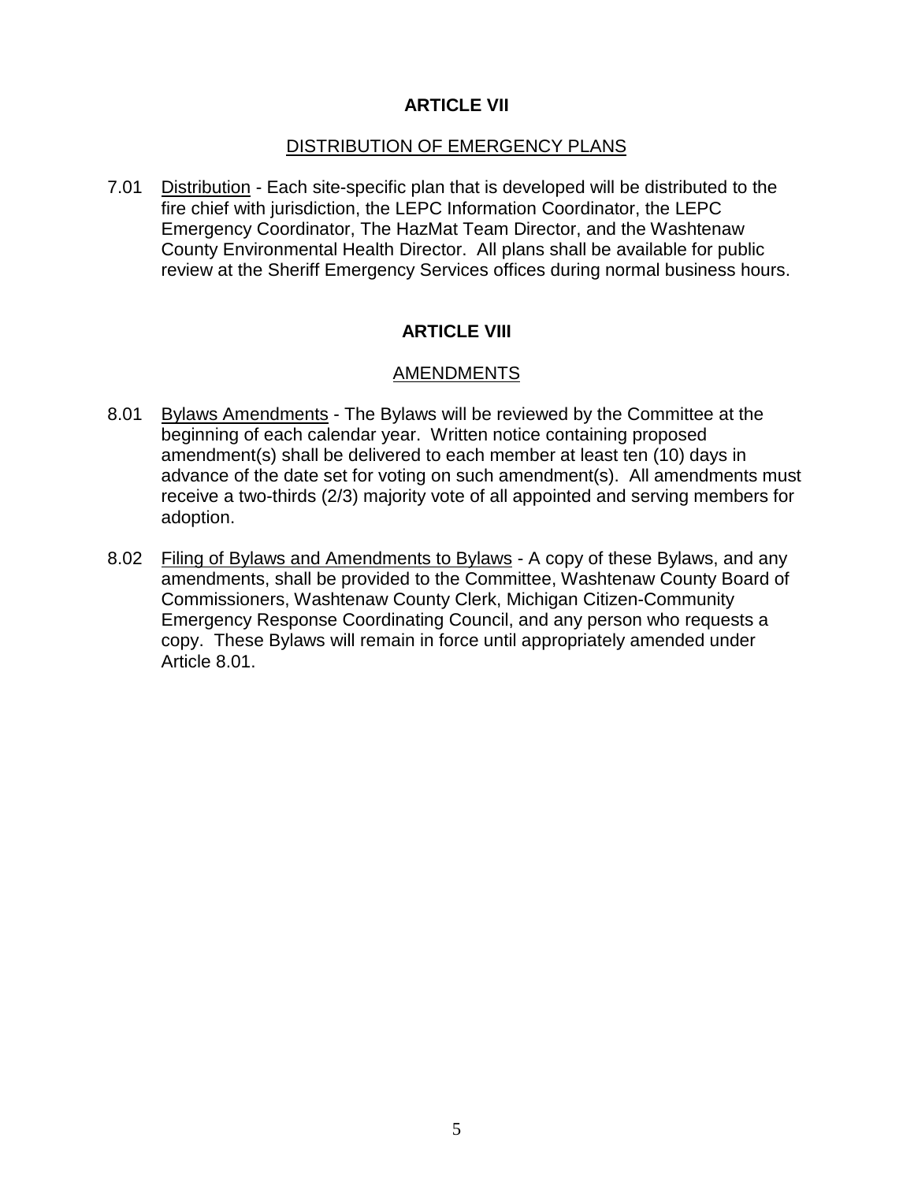## ARTICLE VII

### DISTRIBUTION OF EMERGENCY PLANS

7.01 Distribution - Each site-specific plan that is developed will be distributed to the fire chief with jurisdiction, the LEPC Information Coordinator, the LEPC Emergency Coordinator, The HazMat Team Director, and the Washtenaw County Environmental Health Director. All plans shall be available for public review at the Sheriff Emergency Services offices during normal business hours.

## ARTICLE VIII

### AMENDMENTS

8.01 Bylaws Amendments - The Bylaws will be reviewed by the Committee at the beginning of each calendar year. Written notice containing proposed amendment(s) shall be delivered to each member at least ten (10) days in advance of the date set for voting on such amendment(s). All amendments must receive a two-thirds (2/3) majority vote of all appointed and serving members for adoption.

8.02 Filing of Bylaws and Amendments to Bylaws - A copy of these Bylaws, and any amendments, shall be provided to the Committee, Washtenaw County Board of Commissioners, Washtenaw County Clerk, Michigan Citizen-Community Emergency Response Coordinating Council, and any person who requests a copy. These Bylaws will remain in force until appropriately amended under Article 8.01.